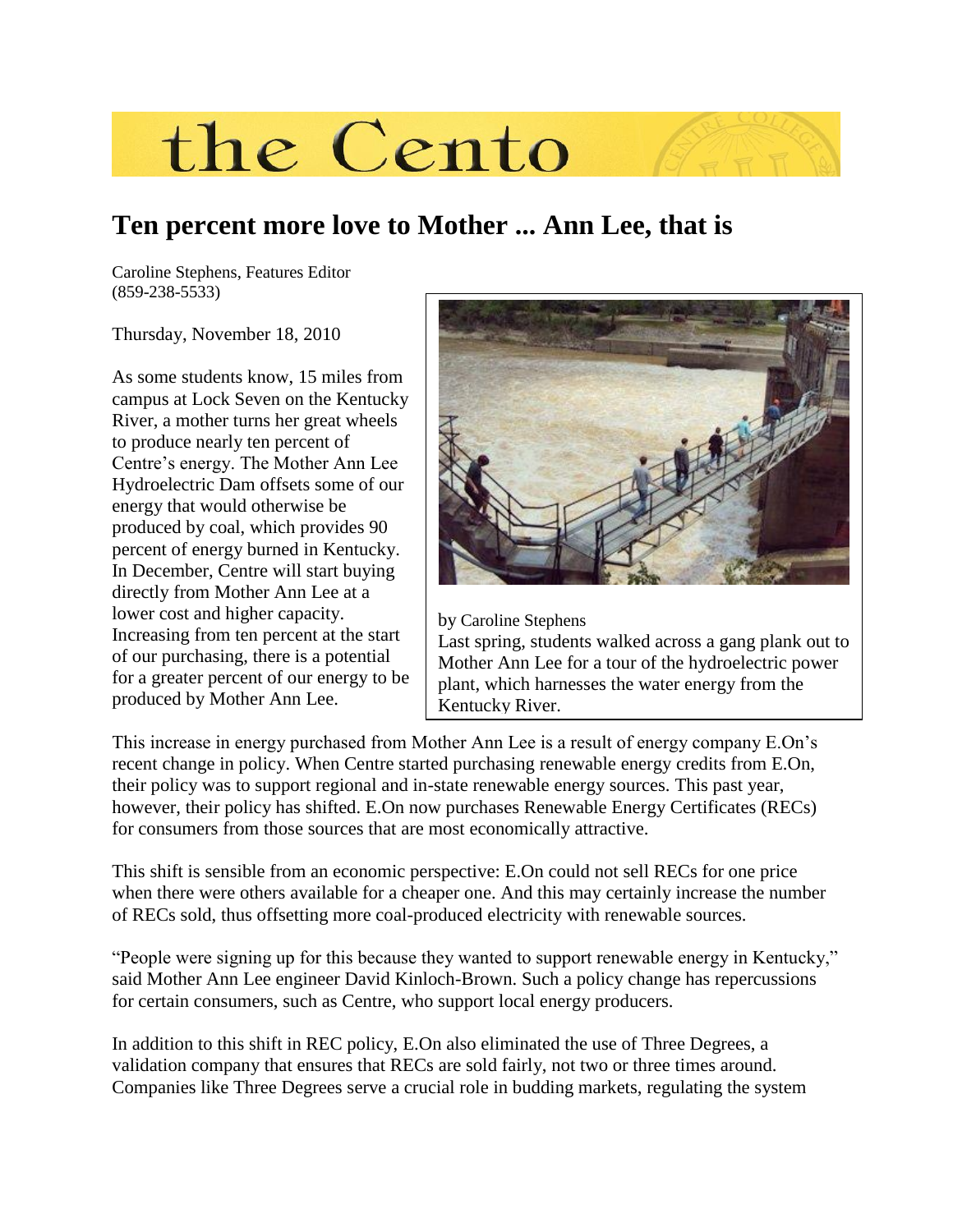# the Cento

## Ten percent more love to Mother ... Ann Lee, that is

Caroline Stephens, Features Editor
(859-238-5533)

Thursday, November 18, 2010

As some students know, 15 miles from campus at Lock Seven on the Kentucky River, a mother turns her great wheels to produce nearly ten percent of Centre's energy. The Mother Ann Lee Hydroelectric Dam offsets some of our energy that would otherwise be produced by coal, which provides 90 percent of energy burned in Kentucky. In December, Centre will start buying directly from Mother Ann Lee at a lower cost and higher capacity. Increasing from ten percent at the start of our purchasing, there is a potential for a greater percent of our energy to be produced by Mother Ann Lee.

by Caroline Stephens
Last spring, students walked across a gang plank out to Mother Ann Lee for a tour of the hydroelectric power plant, which harnesses the water energy from the Kentucky River.

This increase in energy purchased from Mother Ann Lee is a result of energy company E.On's recent change in policy. When Centre started purchasing renewable energy credits from E.On, their policy was to support regional and in-state renewable energy sources. This past year, however, their policy has shifted. E.On now purchases Renewable Energy Certificates (RECs) for consumers from those sources that are most economically attractive.

This shift is sensible from an economic perspective: E.On could not sell RECs for one price when there were others available for a cheaper one. And this may certainly increase the number of RECs sold, thus offsetting more coal-produced electricity with renewable sources.

"People were signing up for this because they wanted to support renewable energy in Kentucky," said Mother Ann Lee engineer David Kinloch-Brown. Such a policy change has repercussions for certain consumers, such as Centre, who support local energy producers.

In addition to this shift in REC policy, E.On also eliminated the use of Three Degrees, a validation company that ensures that RECs are sold fairly, not two or three times around. Companies like Three Degrees serve a crucial role in budding markets, regulating the system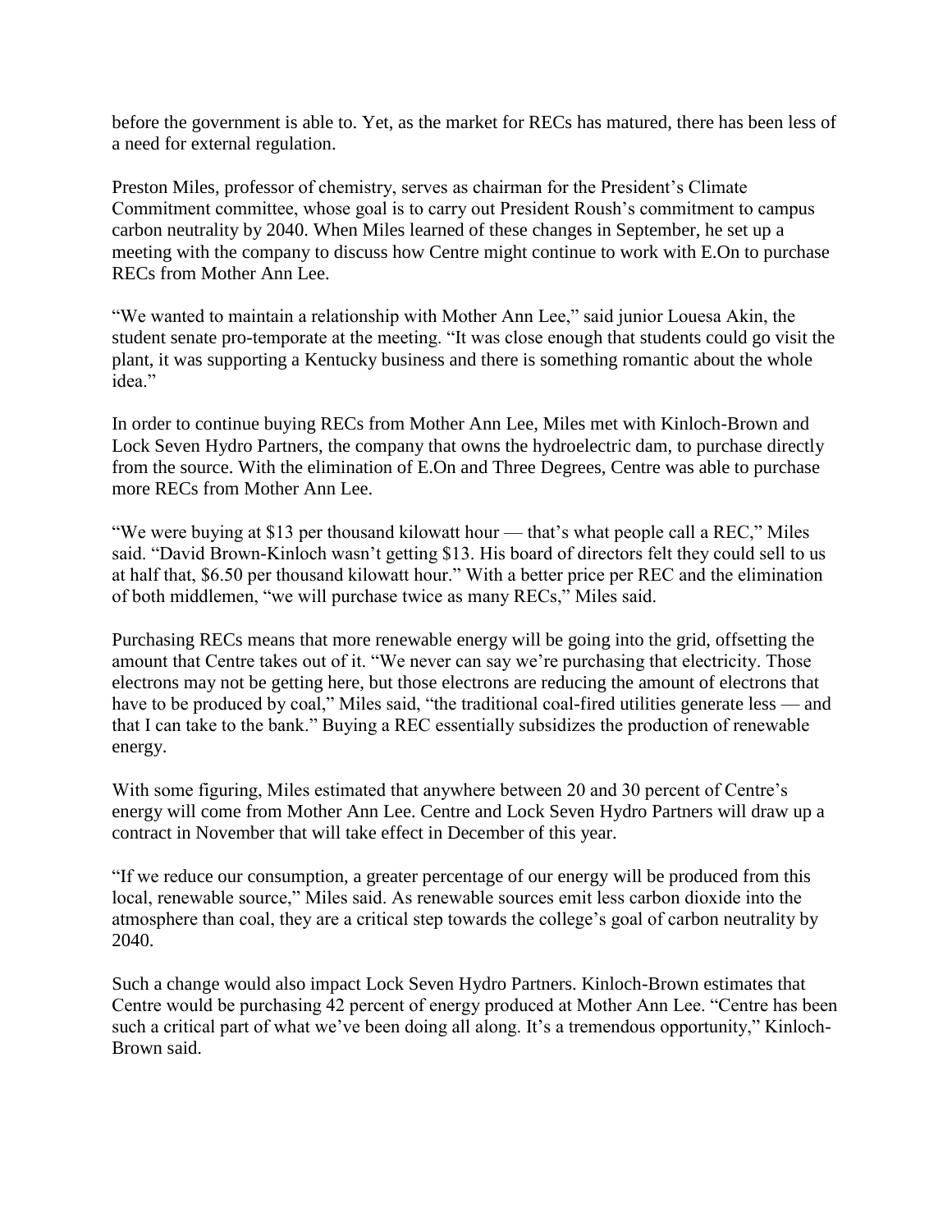before the government is able to. Yet, as the market for RECs has matured, there has been less of a need for external regulation.

Preston Miles, professor of chemistry, serves as chairman for the President's Climate Commitment committee, whose goal is to carry out President Roush's commitment to campus carbon neutrality by 2040. When Miles learned of these changes in September, he set up a meeting with the company to discuss how Centre might continue to work with E.On to purchase RECs from Mother Ann Lee.

"We wanted to maintain a relationship with Mother Ann Lee," said junior Louesa Akin, the student senate pro-temporate at the meeting. "It was close enough that students could go visit the plant, it was supporting a Kentucky business and there is something romantic about the whole idea."

In order to continue buying RECs from Mother Ann Lee, Miles met with Kinloch-Brown and Lock Seven Hydro Partners, the company that owns the hydroelectric dam, to purchase directly from the source. With the elimination of E.On and Three Degrees, Centre was able to purchase more RECs from Mother Ann Lee.

"We were buying at $13 per thousand kilowatt hour — that's what people call a REC," Miles said. "David Brown-Kinloch wasn't getting $13. His board of directors felt they could sell to us at half that, $6.50 per thousand kilowatt hour." With a better price per REC and the elimination of both middlemen, "we will purchase twice as many RECs," Miles said.

Purchasing RECs means that more renewable energy will be going into the grid, offsetting the amount that Centre takes out of it. "We never can say we're purchasing that electricity. Those electrons may not be getting here, but those electrons are reducing the amount of electrons that have to be produced by coal," Miles said, "the traditional coal-fired utilities generate less — and that I can take to the bank." Buying a REC essentially subsidizes the production of renewable energy.

With some figuring, Miles estimated that anywhere between 20 and 30 percent of Centre's energy will come from Mother Ann Lee. Centre and Lock Seven Hydro Partners will draw up a contract in November that will take effect in December of this year.

"If we reduce our consumption, a greater percentage of our energy will be produced from this local, renewable source," Miles said. As renewable sources emit less carbon dioxide into the atmosphere than coal, they are a critical step towards the college's goal of carbon neutrality by 2040.

Such a change would also impact Lock Seven Hydro Partners. Kinloch-Brown estimates that Centre would be purchasing 42 percent of energy produced at Mother Ann Lee. "Centre has been such a critical part of what we've been doing all along. It's a tremendous opportunity," Kinloch-Brown said.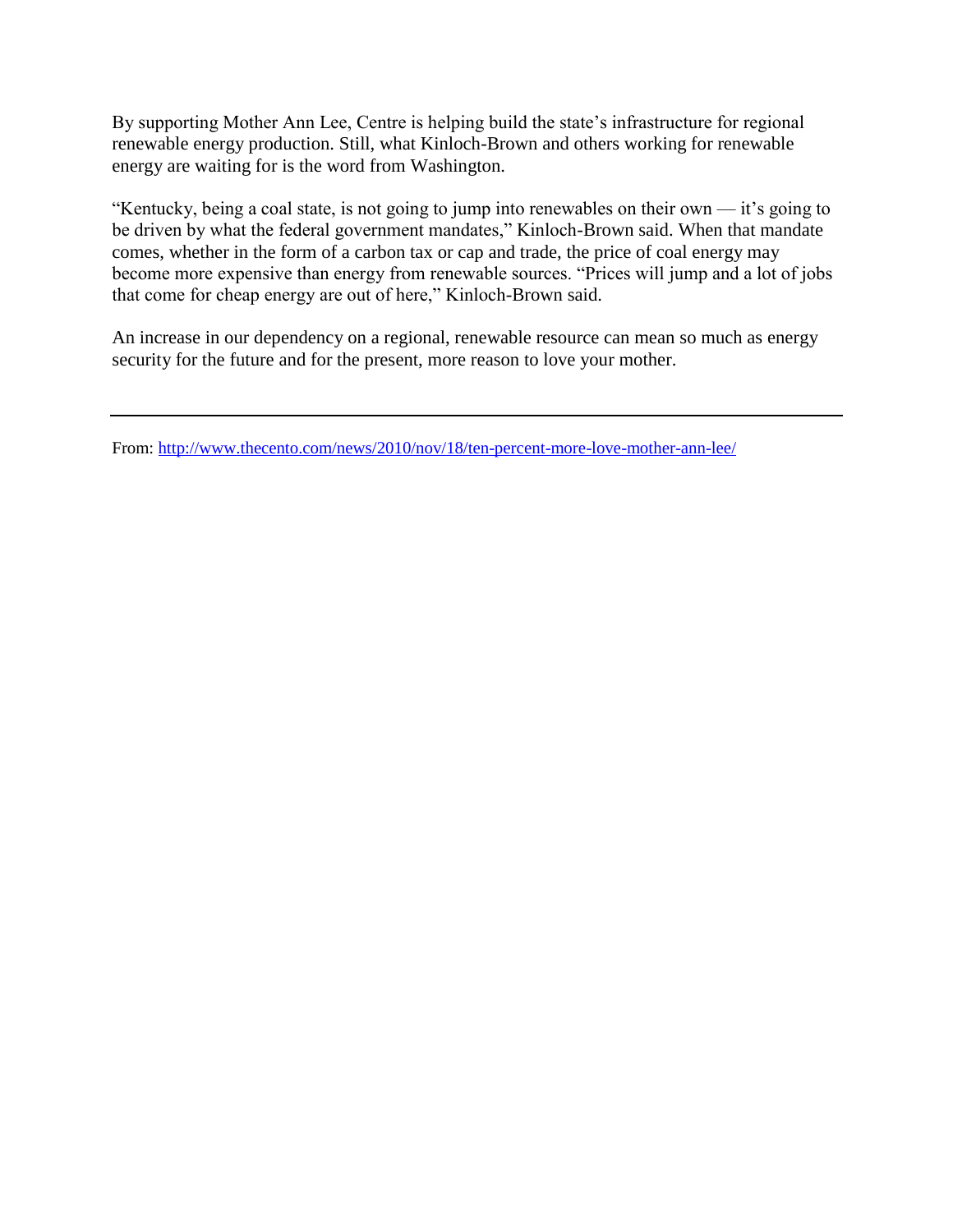By supporting Mother Ann Lee, Centre is helping build the state's infrastructure for regional renewable energy production. Still, what Kinloch-Brown and others working for renewable energy are waiting for is the word from Washington.

"Kentucky, being a coal state, is not going to jump into renewables on their own — it's going to be driven by what the federal government mandates," Kinloch-Brown said. When that mandate comes, whether in the form of a carbon tax or cap and trade, the price of coal energy may become more expensive than energy from renewable sources. "Prices will jump and a lot of jobs that come for cheap energy are out of here," Kinloch-Brown said.

An increase in our dependency on a regional, renewable resource can mean so much as energy security for the future and for the present, more reason to love your mother.

---

From: http://www.thecento.com/news/2010/nov/18/ten-percent-more-love-mother-ann-lee/